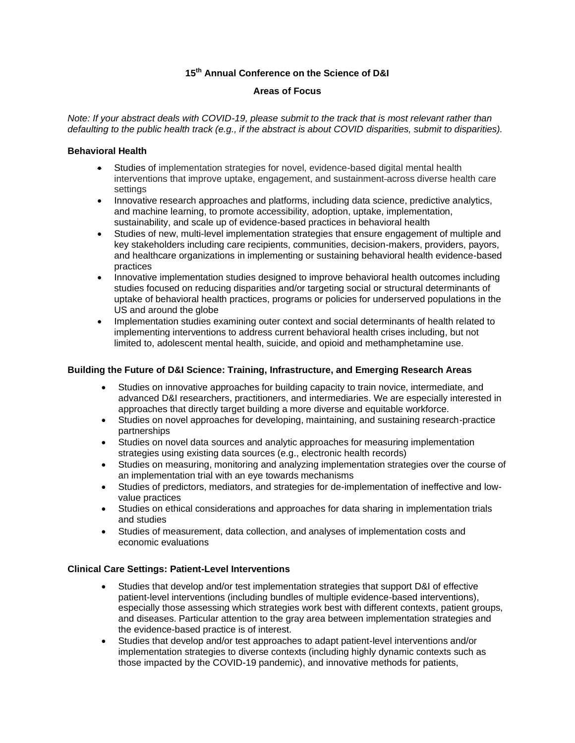# 15th Annual Conference on the Science of D&I

## Areas of Focus

*Note: If your abstract deals with COVID-19, please submit to the track that is most relevant rather than defaulting to the public health track (e.g., if the abstract is about COVID disparities, submit to disparities).*

### Behavioral Health

- Studies of implementation strategies for novel, evidence-based digital mental health interventions that improve uptake, engagement, and sustainment across diverse health care settings
- Innovative research approaches and platforms, including data science, predictive analytics, and machine learning, to promote accessibility, adoption, uptake, implementation, sustainability, and scale up of evidence-based practices in behavioral health
- Studies of new, multi-level implementation strategies that ensure engagement of multiple and key stakeholders including care recipients, communities, decision-makers, providers, payors, and healthcare organizations in implementing or sustaining behavioral health evidence-based practices
- Innovative implementation studies designed to improve behavioral health outcomes including studies focused on reducing disparities and/or targeting social or structural determinants of uptake of behavioral health practices, programs or policies for underserved populations in the US and around the globe
- Implementation studies examining outer context and social determinants of health related to implementing interventions to address current behavioral health crises including, but not limited to, adolescent mental health, suicide, and opioid and methamphetamine use.

### Building the Future of D&I Science: Training, Infrastructure, and Emerging Research Areas

- Studies on innovative approaches for building capacity to train novice, intermediate, and advanced D&I researchers, practitioners, and intermediaries. We are especially interested in approaches that directly target building a more diverse and equitable workforce.
- Studies on novel approaches for developing, maintaining, and sustaining research-practice partnerships
- Studies on novel data sources and analytic approaches for measuring implementation strategies using existing data sources (e.g., electronic health records)
- Studies on measuring, monitoring and analyzing implementation strategies over the course of an implementation trial with an eye towards mechanisms
- Studies of predictors, mediators, and strategies for de-implementation of ineffective and low-value practices
- Studies on ethical considerations and approaches for data sharing in implementation trials and studies
- Studies of measurement, data collection, and analyses of implementation costs and economic evaluations

### Clinical Care Settings: Patient-Level Interventions

- Studies that develop and/or test implementation strategies that support D&I of effective patient-level interventions (including bundles of multiple evidence-based interventions), especially those assessing which strategies work best with different contexts, patient groups, and diseases. Particular attention to the gray area between implementation strategies and the evidence-based practice is of interest.
- Studies that develop and/or test approaches to adapt patient-level interventions and/or implementation strategies to diverse contexts (including highly dynamic contexts such as those impacted by the COVID-19 pandemic), and innovative methods for patients,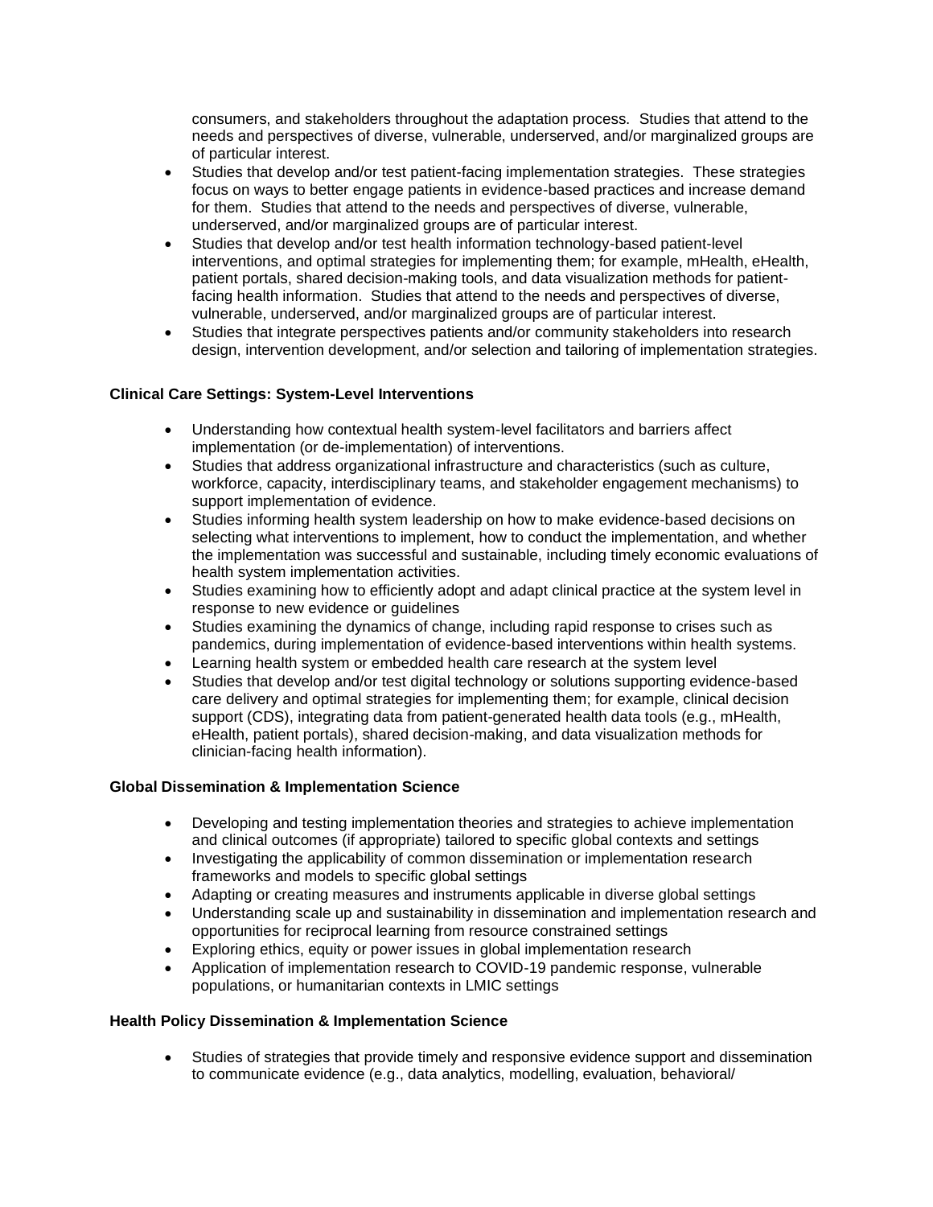consumers, and stakeholders throughout the adaptation process. Studies that attend to the needs and perspectives of diverse, vulnerable, underserved, and/or marginalized groups are of particular interest.

- Studies that develop and/or test patient-facing implementation strategies. These strategies focus on ways to better engage patients in evidence-based practices and increase demand for them. Studies that attend to the needs and perspectives of diverse, vulnerable, underserved, and/or marginalized groups are of particular interest.
- Studies that develop and/or test health information technology-based patient-level interventions, and optimal strategies for implementing them; for example, mHealth, eHealth, patient portals, shared decision-making tools, and data visualization methods for patient-facing health information. Studies that attend to the needs and perspectives of diverse, vulnerable, underserved, and/or marginalized groups are of particular interest.
- Studies that integrate perspectives patients and/or community stakeholders into research design, intervention development, and/or selection and tailoring of implementation strategies.

**Clinical Care Settings: System-Level Interventions**

- Understanding how contextual health system-level facilitators and barriers affect implementation (or de-implementation) of interventions.
- Studies that address organizational infrastructure and characteristics (such as culture, workforce, capacity, interdisciplinary teams, and stakeholder engagement mechanisms) to support implementation of evidence.
- Studies informing health system leadership on how to make evidence-based decisions on selecting what interventions to implement, how to conduct the implementation, and whether the implementation was successful and sustainable, including timely economic evaluations of health system implementation activities.
- Studies examining how to efficiently adopt and adapt clinical practice at the system level in response to new evidence or guidelines
- Studies examining the dynamics of change, including rapid response to crises such as pandemics, during implementation of evidence-based interventions within health systems.
- Learning health system or embedded health care research at the system level
- Studies that develop and/or test digital technology or solutions supporting evidence-based care delivery and optimal strategies for implementing them; for example, clinical decision support (CDS), integrating data from patient-generated health data tools (e.g., mHealth, eHealth, patient portals), shared decision-making, and data visualization methods for clinician-facing health information).

**Global Dissemination & Implementation Science**

- Developing and testing implementation theories and strategies to achieve implementation and clinical outcomes (if appropriate) tailored to specific global contexts and settings
- Investigating the applicability of common dissemination or implementation research frameworks and models to specific global settings
- Adapting or creating measures and instruments applicable in diverse global settings
- Understanding scale up and sustainability in dissemination and implementation research and opportunities for reciprocal learning from resource constrained settings
- Exploring ethics, equity or power issues in global implementation research
- Application of implementation research to COVID-19 pandemic response, vulnerable populations, or humanitarian contexts in LMIC settings

**Health Policy Dissemination & Implementation Science**

- Studies of strategies that provide timely and responsive evidence support and dissemination to communicate evidence (e.g., data analytics, modelling, evaluation, behavioral/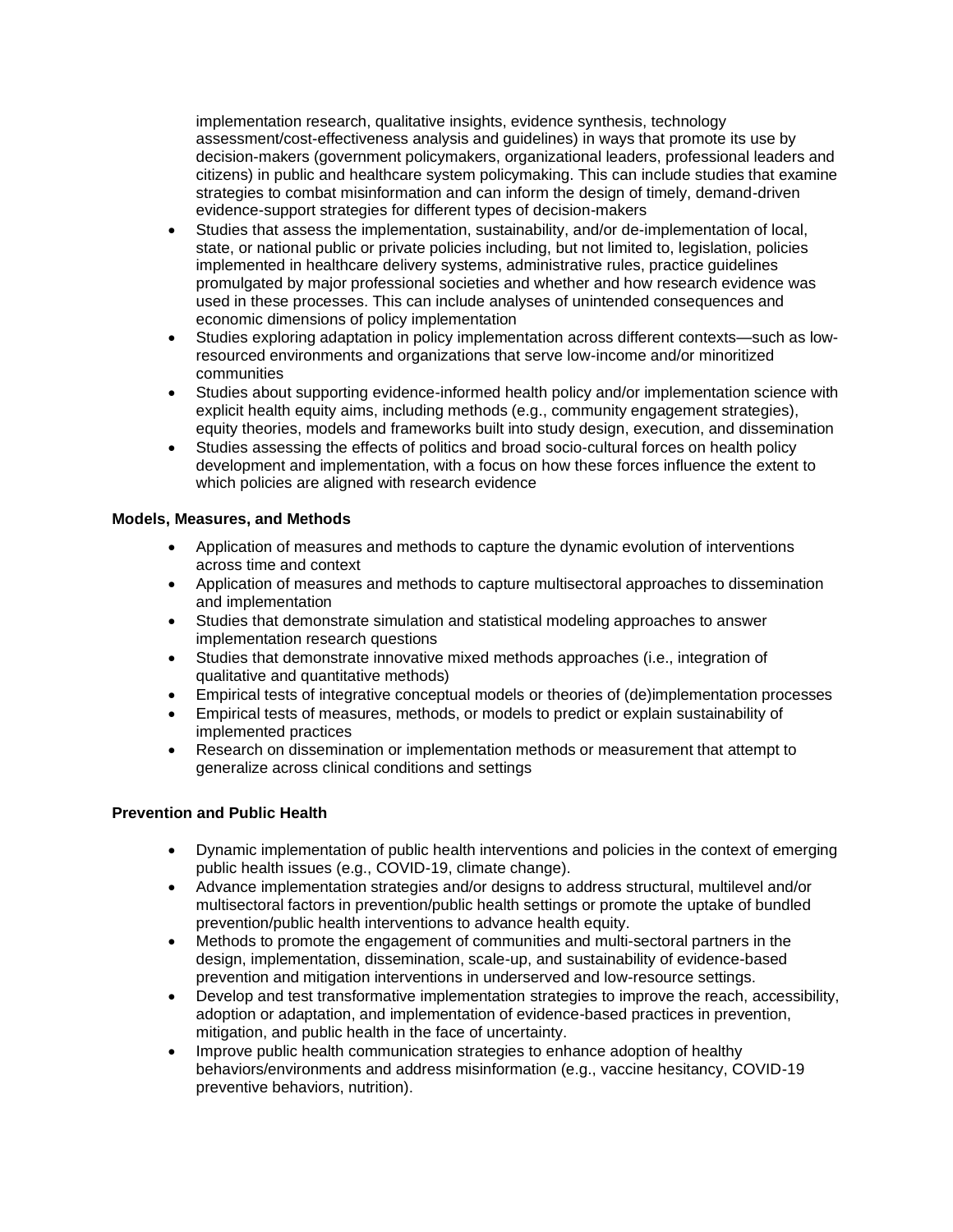implementation research, qualitative insights, evidence synthesis, technology assessment/cost-effectiveness analysis and guidelines) in ways that promote its use by decision-makers (government policymakers, organizational leaders, professional leaders and citizens) in public and healthcare system policymaking. This can include studies that examine strategies to combat misinformation and can inform the design of timely, demand-driven evidence-support strategies for different types of decision-makers

- Studies that assess the implementation, sustainability, and/or de-implementation of local, state, or national public or private policies including, but not limited to, legislation, policies implemented in healthcare delivery systems, administrative rules, practice guidelines promulgated by major professional societies and whether and how research evidence was used in these processes. This can include analyses of unintended consequences and economic dimensions of policy implementation
- Studies exploring adaptation in policy implementation across different contexts—such as low-resourced environments and organizations that serve low-income and/or minoritized communities
- Studies about supporting evidence-informed health policy and/or implementation science with explicit health equity aims, including methods (e.g., community engagement strategies), equity theories, models and frameworks built into study design, execution, and dissemination
- Studies assessing the effects of politics and broad socio-cultural forces on health policy development and implementation, with a focus on how these forces influence the extent to which policies are aligned with research evidence

**Models, Measures, and Methods**

- Application of measures and methods to capture the dynamic evolution of interventions across time and context
- Application of measures and methods to capture multisectoral approaches to dissemination and implementation
- Studies that demonstrate simulation and statistical modeling approaches to answer implementation research questions
- Studies that demonstrate innovative mixed methods approaches (i.e., integration of qualitative and quantitative methods)
- Empirical tests of integrative conceptual models or theories of (de)implementation processes
- Empirical tests of measures, methods, or models to predict or explain sustainability of implemented practices
- Research on dissemination or implementation methods or measurement that attempt to generalize across clinical conditions and settings

**Prevention and Public Health**

- Dynamic implementation of public health interventions and policies in the context of emerging public health issues (e.g., COVID-19, climate change).
- Advance implementation strategies and/or designs to address structural, multilevel and/or multisectoral factors in prevention/public health settings or promote the uptake of bundled prevention/public health interventions to advance health equity.
- Methods to promote the engagement of communities and multi-sectoral partners in the design, implementation, dissemination, scale-up, and sustainability of evidence-based prevention and mitigation interventions in underserved and low-resource settings.
- Develop and test transformative implementation strategies to improve the reach, accessibility, adoption or adaptation, and implementation of evidence-based practices in prevention, mitigation, and public health in the face of uncertainty.
- Improve public health communication strategies to enhance adoption of healthy behaviors/environments and address misinformation (e.g., vaccine hesitancy, COVID-19 preventive behaviors, nutrition).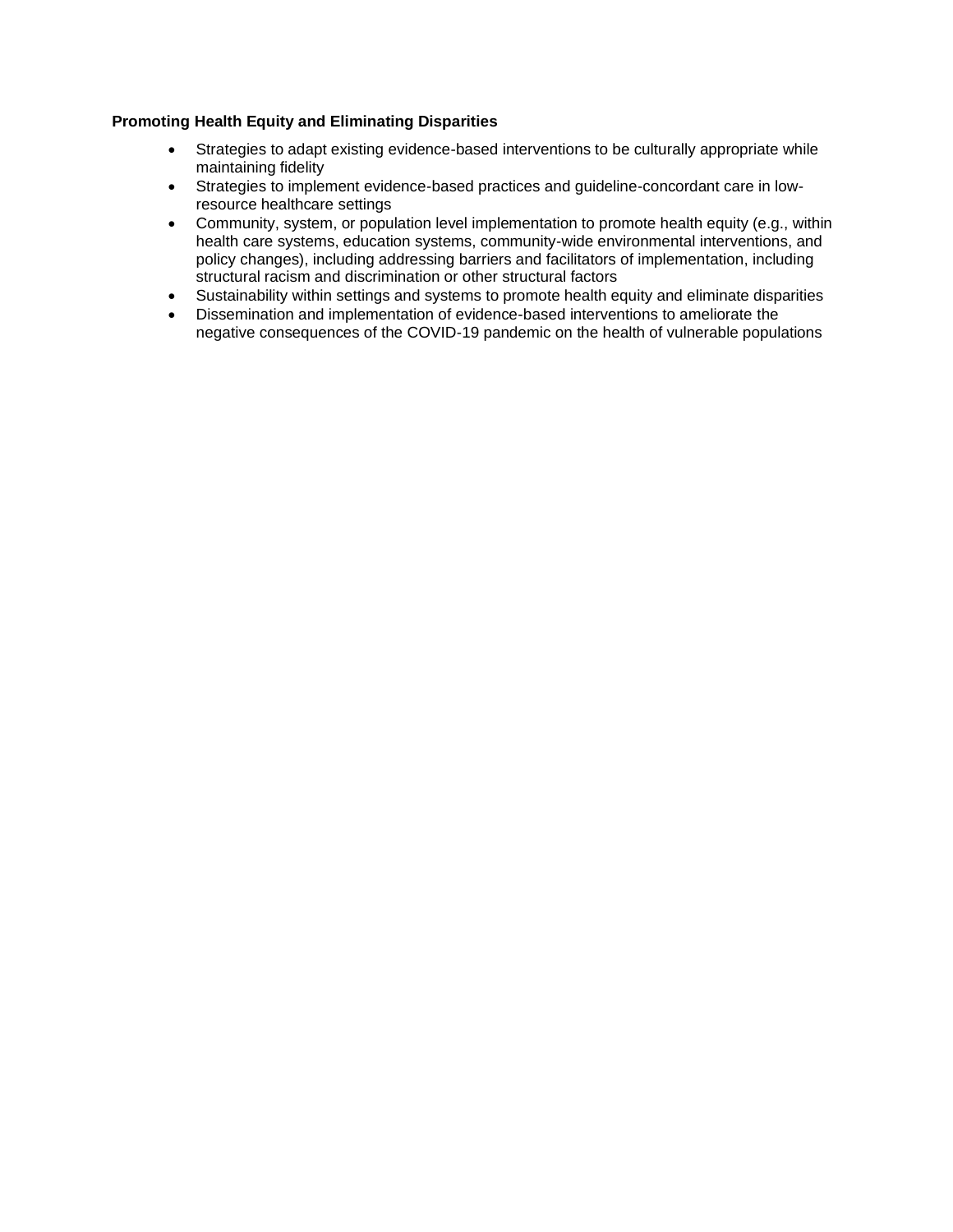**Promoting Health Equity and Eliminating Disparities**

- Strategies to adapt existing evidence-based interventions to be culturally appropriate while maintaining fidelity
- Strategies to implement evidence-based practices and guideline-concordant care in low-resource healthcare settings
- Community, system, or population level implementation to promote health equity (e.g., within health care systems, education systems, community-wide environmental interventions, and policy changes), including addressing barriers and facilitators of implementation, including structural racism and discrimination or other structural factors
- Sustainability within settings and systems to promote health equity and eliminate disparities
- Dissemination and implementation of evidence-based interventions to ameliorate the negative consequences of the COVID-19 pandemic on the health of vulnerable populations